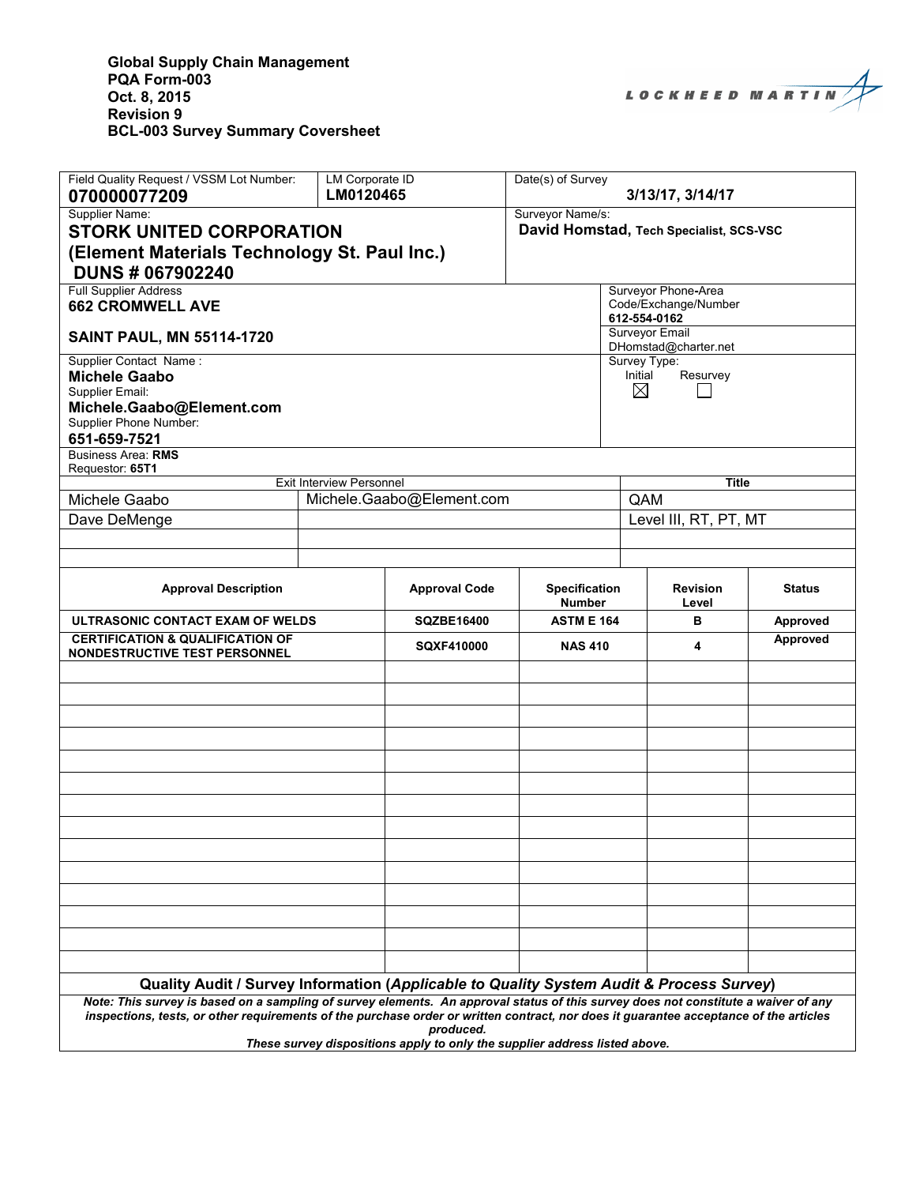**Global Supply Chain Management**
**PQA Form-003**
**Oct. 8, 2015**
**Revision 9**
**BCL-003 Survey Summary Coversheet**

LOCKHEED MARTIN

| Field Quality Request / VSSM Lot Number: | LM Corporate ID | Date(s) of Survey |
|---|---|---|
| **070000077209** | **LM0120465** | **3/13/17, 3/14/17** |

| Supplier Name: | Surveyor Name/s: |
|---|---|
| **STORK UNITED CORPORATION (Element Materials Technology St. Paul Inc.) DUNS # 067902240** | **David Homstad, Tech Specialist, SCS-VSC** |

| Full Supplier Address | |
|---|---|
| **662 CROMWELL AVE** **SAINT PAUL, MN 55114-1720** | Surveyor Phone-Area Code/Exchange/Number **612-554-0162** Surveyor Email DHomstad@charter.net |
| Supplier Contact Name : **Michele Gaabo** Supplier Email: **Michele.Gaabo@Element.com** Supplier Phone Number: **651-659-7521** | Survey Type: Initial ☒ Resurvey ☐ |

Business Area: **RMS**
Requestor: **65T1**

| Exit Interview Personnel | | Title |
|---|---|---|
| Michele Gaabo | Michele.Gaabo@Element.com | QAM |
| Dave DeMenge | | Level III, RT, PT, MT |
| | | |
| | | |

| Approval Description | Approval Code | Specification Number | Revision Level | Status |
|---|---|---|---|---|
| ULTRASONIC CONTACT EXAM OF WELDS | SQZBE16400 | ASTM E 164 | B | Approved |
| CERTIFICATION & QUALIFICATION OF NONDESTRUCTIVE TEST PERSONNEL | SQXF410000 | NAS 410 | 4 | Approved |
| | | | | |
| | | | | |
| | | | | |
| | | | | |
| | | | | |
| | | | | |
| | | | | |
| | | | | |
| | | | | |
| | | | | |
| | | | | |
| | | | | |
| | | | | |
| | | | | |

**Quality Audit / Survey Information (*Applicable to Quality System Audit & Process Survey*)**

***Note: This survey is based on a sampling of survey elements. An approval status of this survey does not constitute a waiver of any inspections, tests, or other requirements of the purchase order or written contract, nor does it guarantee acceptance of the articles produced.***

***These survey dispositions apply to only the supplier address listed above.***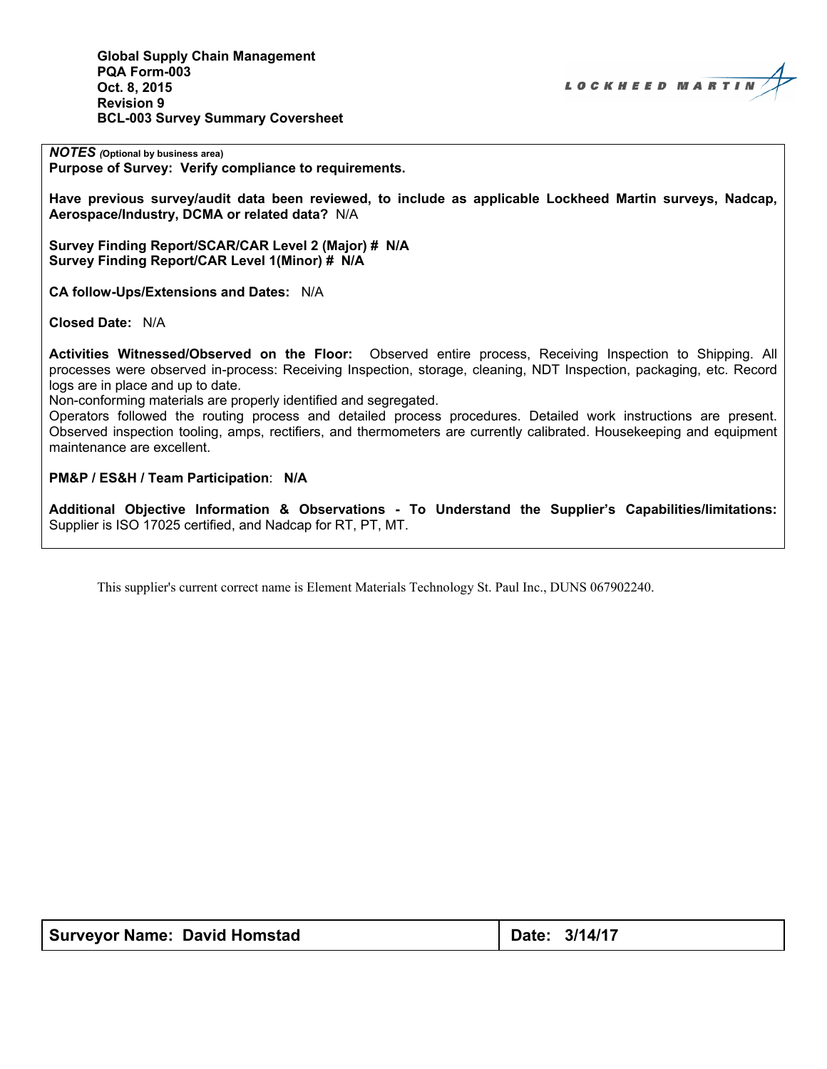**Global Supply Chain Management**
**PQA Form-003**
**Oct. 8, 2015**
**Revision 9**
**BCL-003 Survey Summary Coversheet**

LOCKHEED MARTIN

***NOTES*** **(Optional by business area)**
**Purpose of Survey: Verify compliance to requirements.**

**Have previous survey/audit data been reviewed, to include as applicable Lockheed Martin surveys, Nadcap, Aerospace/Industry, DCMA or related data?** N/A

**Survey Finding Report/SCAR/CAR Level 2 (Major) # N/A**
**Survey Finding Report/CAR Level 1(Minor) # N/A**

**CA follow-Ups/Extensions and Dates:** N/A

**Closed Date:** N/A

**Activities Witnessed/Observed on the Floor:** Observed entire process, Receiving Inspection to Shipping. All processes were observed in-process: Receiving Inspection, storage, cleaning, NDT Inspection, packaging, etc. Record logs are in place and up to date.
Non-conforming materials are properly identified and segregated.
Operators followed the routing process and detailed process procedures. Detailed work instructions are present. Observed inspection tooling, amps, rectifiers, and thermometers are currently calibrated. Housekeeping and equipment maintenance are excellent.

**PM&P / ES&H / Team Participation**: **N/A**

**Additional Objective Information & Observations - To Understand the Supplier's Capabilities/limitations:** Supplier is ISO 17025 certified, and Nadcap for RT, PT, MT.

This supplier's current correct name is Element Materials Technology St. Paul Inc., DUNS 067902240.

| **Surveyor Name: David Homstad** | **Date: 3/14/17** |
|---|---|